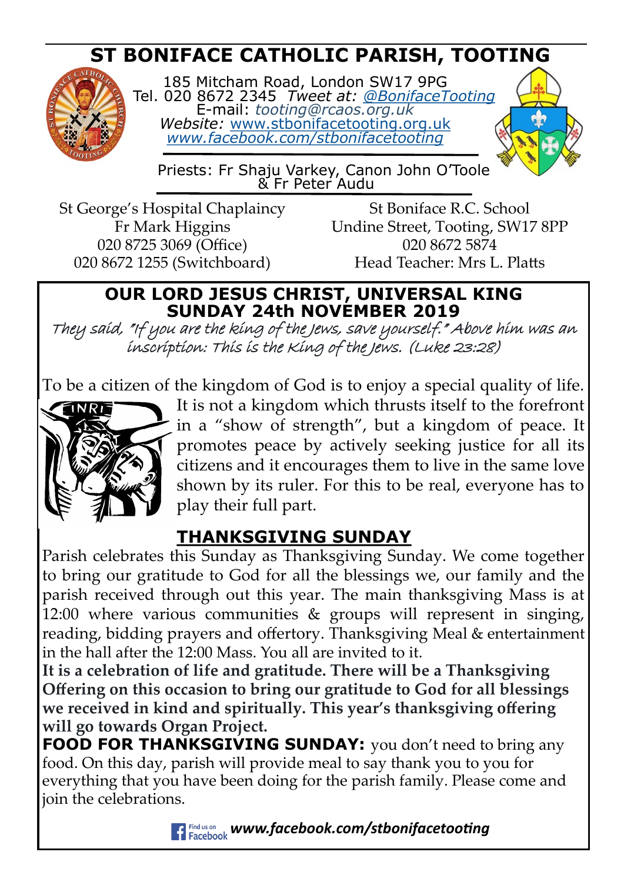# ST BONIFACE CATHOLIC PARISH, TOOTING

185 Mitcham Road, London SW17 9PG
Tel. 020 8672 2345 *Tweet at: @BonifaceTooting*
E-mail: *tooting@rcaos.org.uk*
*Website:* www.stbonifacetooting.org.uk
*www.facebook.com/stbonifacetooting*

Priests: Fr Shaju Varkey, Canon John O'Toole & Fr Peter Audu

St George's Hospital Chaplaincy
Fr Mark Higgins
020 8725 3069 (Office)
020 8672 1255 (Switchboard)

St Boniface R.C. School
Undine Street, Tooting, SW17 8PP
020 8672 5874
Head Teacher: Mrs L. Platts

## OUR LORD JESUS CHRIST, UNIVERSAL KING
## SUNDAY 24th NOVEMBER 2019

*They said, "If you are the king of the Jews, save yourself." Above him was an inscription: This is the King of the Jews. (Luke 23:28)*

To be a citizen of the kingdom of God is to enjoy a special quality of life. It is not a kingdom which thrusts itself to the forefront in a "show of strength", but a kingdom of peace. It promotes peace by actively seeking justice for all its citizens and it encourages them to live in the same love shown by its ruler. For this to be real, everyone has to play their full part.

## THANKSGIVING SUNDAY

Parish celebrates this Sunday as Thanksgiving Sunday. We come together to bring our gratitude to God for all the blessings we, our family and the parish received through out this year. The main thanksgiving Mass is at 12:00 where various communities & groups will represent in singing, reading, bidding prayers and offertory. Thanksgiving Meal & entertainment in the hall after the 12:00 Mass. You all are invited to it.

**It is a celebration of life and gratitude. There will be a Thanksgiving Offering on this occasion to bring our gratitude to God for all blessings we received in kind and spiritually. This year's thanksgiving offering will go towards Organ Project.**

**FOOD FOR THANKSGIVING SUNDAY:** you don't need to bring any food. On this day, parish will provide meal to say thank you to you for everything that you have been doing for the parish family. Please come and join the celebrations.

Find us on Facebook ***www.facebook.com/stbonifacetooting***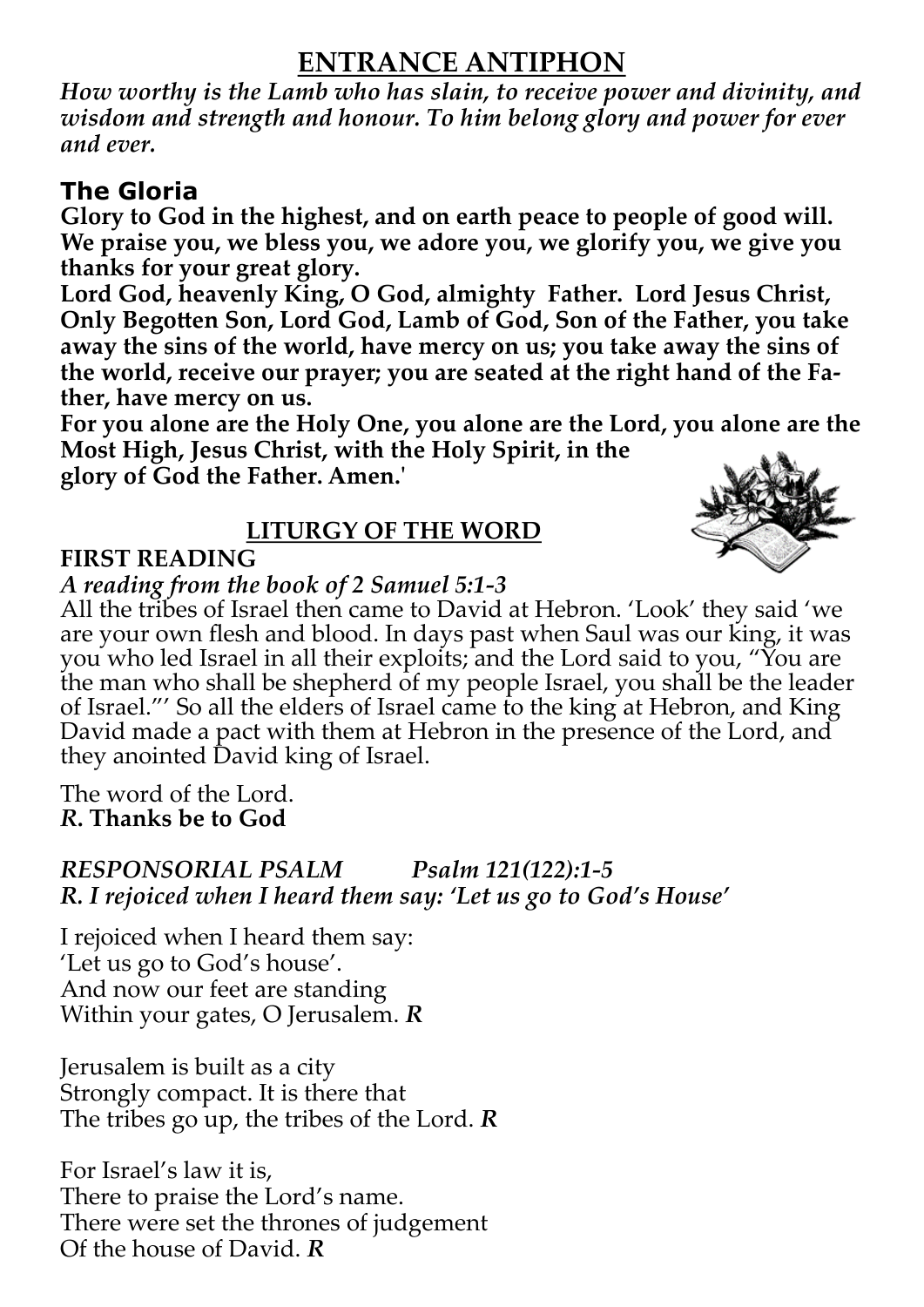## ENTRANCE ANTIPHON

*How worthy is the Lamb who has slain, to receive power and divinity, and wisdom and strength and honour. To him belong glory and power for ever and ever.*

### The Gloria

**Glory to God in the highest, and on earth peace to people of good will. We praise you, we bless you, we adore you, we glorify you, we give you thanks for your great glory.**

**Lord God, heavenly King, O God, almighty Father. Lord Jesus Christ, Only Begotten Son, Lord God, Lamb of God, Son of the Father, you take away the sins of the world, have mercy on us; you take away the sins of the world, receive our prayer; you are seated at the right hand of the Father, have mercy on us.**

**For you alone are the Holy One, you alone are the Lord, you alone are the Most High, Jesus Christ, with the Holy Spirit, in the glory of God the Father. Amen.'**

## LITURGY OF THE WORD

**FIRST READING**

***A reading from the book of 2 Samuel 5:1-3***

All the tribes of Israel then came to David at Hebron. 'Look' they said 'we are your own flesh and blood. In days past when Saul was our king, it was you who led Israel in all their exploits; and the Lord said to you, "You are the man who shall be shepherd of my people Israel, you shall be the leader of Israel."' So all the elders of Israel came to the king at Hebron, and King David made a pact with them at Hebron in the presence of the Lord, and they anointed David king of Israel.

The word of the Lord.
***R.* Thanks be to God**

***RESPONSORIAL PSALM Psalm 121(122):1-5***
***R. I rejoiced when I heard them say: 'Let us go to God's House'***

I rejoiced when I heard them say:
'Let us go to God's house'.
And now our feet are standing
Within your gates, O Jerusalem. ***R***

Jerusalem is built as a city
Strongly compact. It is there that
The tribes go up, the tribes of the Lord. ***R***

For Israel's law it is,
There to praise the Lord's name.
There were set the thrones of judgement
Of the house of David. ***R***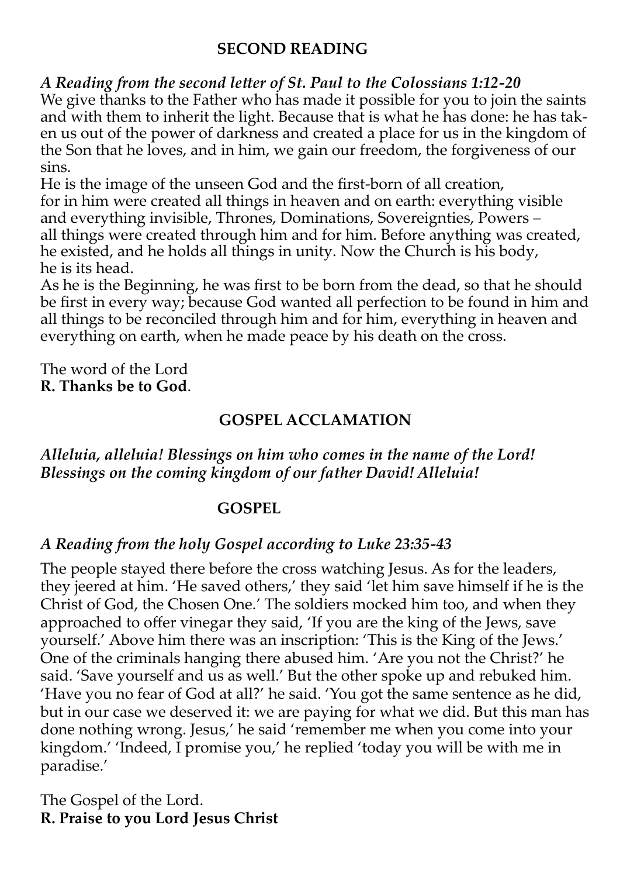## SECOND READING

***A Reading from the second letter of St. Paul to the Colossians 1:12-20***

We give thanks to the Father who has made it possible for you to join the saints and with them to inherit the light. Because that is what he has done: he has taken us out of the power of darkness and created a place for us in the kingdom of the Son that he loves, and in him, we gain our freedom, the forgiveness of our sins.

He is the image of the unseen God and the first-born of all creation,
for in him were created all things in heaven and on earth: everything visible and everything invisible, Thrones, Dominations, Sovereignties, Powers –
all things were created through him and for him. Before anything was created, he existed, and he holds all things in unity. Now the Church is his body,
he is its head.

As he is the Beginning, he was first to be born from the dead, so that he should be first in every way; because God wanted all perfection to be found in him and all things to be reconciled through him and for him, everything in heaven and everything on earth, when he made peace by his death on the cross.

The word of the Lord
**R. Thanks be to God**.

## GOSPEL ACCLAMATION

***Alleluia, alleluia! Blessings on him who comes in the name of the Lord! Blessings on the coming kingdom of our father David! Alleluia!***

## GOSPEL

***A Reading from the holy Gospel according to Luke 23:35-43***

The people stayed there before the cross watching Jesus. As for the leaders, they jeered at him. 'He saved others,' they said 'let him save himself if he is the Christ of God, the Chosen One.' The soldiers mocked him too, and when they approached to offer vinegar they said, 'If you are the king of the Jews, save yourself.' Above him there was an inscription: 'This is the King of the Jews.' One of the criminals hanging there abused him. 'Are you not the Christ?' he said. 'Save yourself and us as well.' But the other spoke up and rebuked him. 'Have you no fear of God at all?' he said. 'You got the same sentence as he did, but in our case we deserved it: we are paying for what we did. But this man has done nothing wrong. Jesus,' he said 'remember me when you come into your kingdom.' 'Indeed, I promise you,' he replied 'today you will be with me in paradise.'

The Gospel of the Lord.
**R. Praise to you Lord Jesus Christ**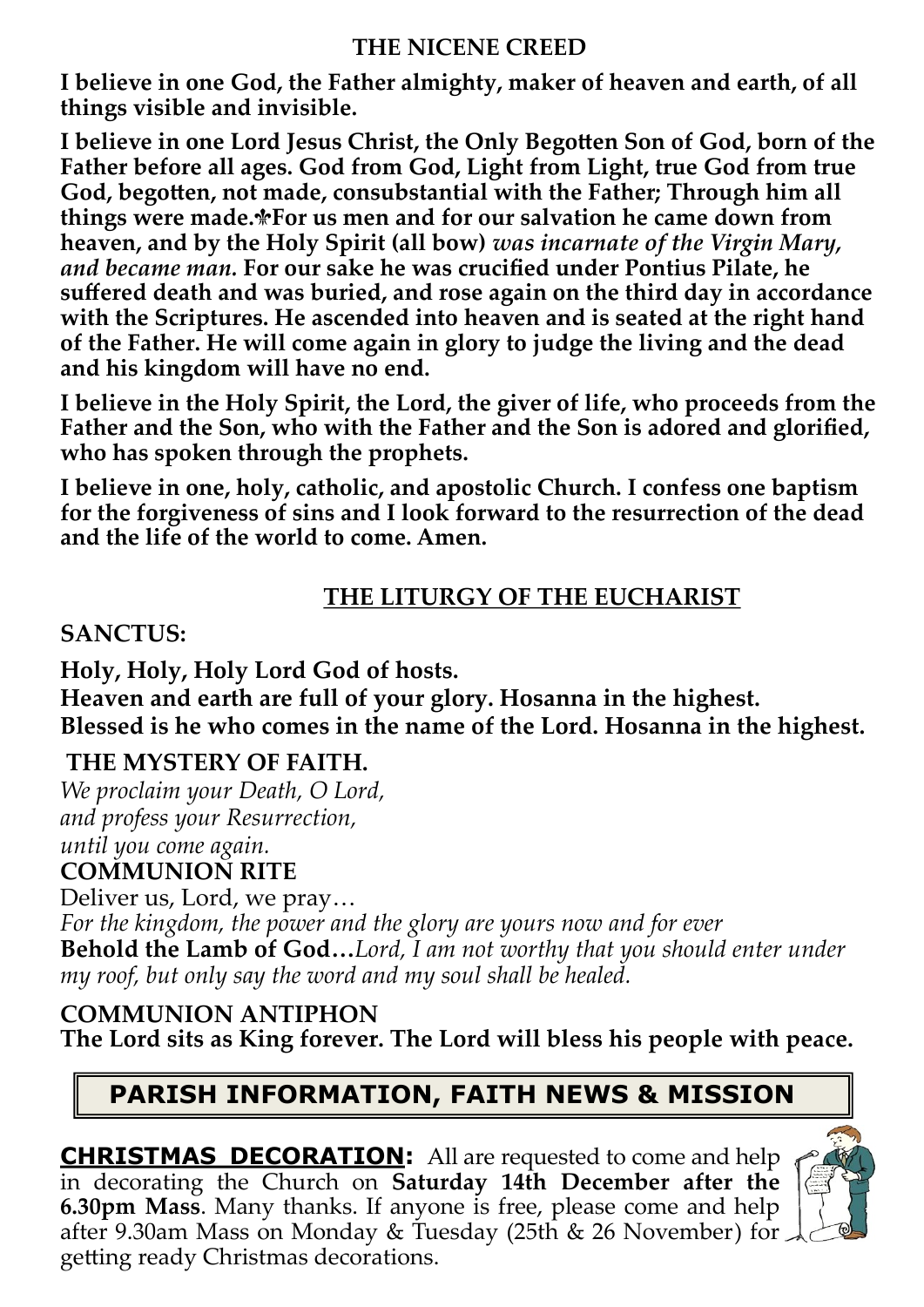## THE NICENE CREED

**I believe in one God, the Father almighty, maker of heaven and earth, of all things visible and invisible.**

**I believe in one Lord Jesus Christ, the Only Begotten Son of God, born of the Father before all ages. God from God, Light from Light, true God from true God, begotten, not made, consubstantial with the Father; Through him all things were made.⚜For us men and for our salvation he came down from heaven, and by the Holy Spirit (all bow)** ***was incarnate of the Virgin Mary, and became man.*** **For our sake he was crucified under Pontius Pilate, he suffered death and was buried, and rose again on the third day in accordance with the Scriptures. He ascended into heaven and is seated at the right hand of the Father. He will come again in glory to judge the living and the dead and his kingdom will have no end.**

**I believe in the Holy Spirit, the Lord, the giver of life, who proceeds from the Father and the Son, who with the Father and the Son is adored and glorified, who has spoken through the prophets.**

**I believe in one, holy, catholic, and apostolic Church. I confess one baptism for the forgiveness of sins and I look forward to the resurrection of the dead and the life of the world to come. Amen.**

## THE LITURGY OF THE EUCHARIST

**SANCTUS:**

**Holy, Holy, Holy Lord God of hosts.**
**Heaven and earth are full of your glory. Hosanna in the highest.**
**Blessed is he who comes in the name of the Lord. Hosanna in the highest.**

**THE MYSTERY OF FAITH.**

*We proclaim your Death, O Lord,*
*and profess your Resurrection,*
*until you come again.*

**COMMUNION RITE**

Deliver us, Lord, we pray…
*For the kingdom, the power and the glory are yours now and for ever*
**Behold the Lamb of God…***Lord, I am not worthy that you should enter under my roof, but only say the word and my soul shall be healed.*

**COMMUNION ANTIPHON**

**The Lord sits as King forever. The Lord will bless his people with peace.**

## PARISH INFORMATION, FAITH NEWS & MISSION

**CHRISTMAS DECORATION:** All are requested to come and help in decorating the Church on **Saturday 14th December after the 6.30pm Mass**. Many thanks. If anyone is free, please come and help after 9.30am Mass on Monday & Tuesday (25th & 26 November) for getting ready Christmas decorations.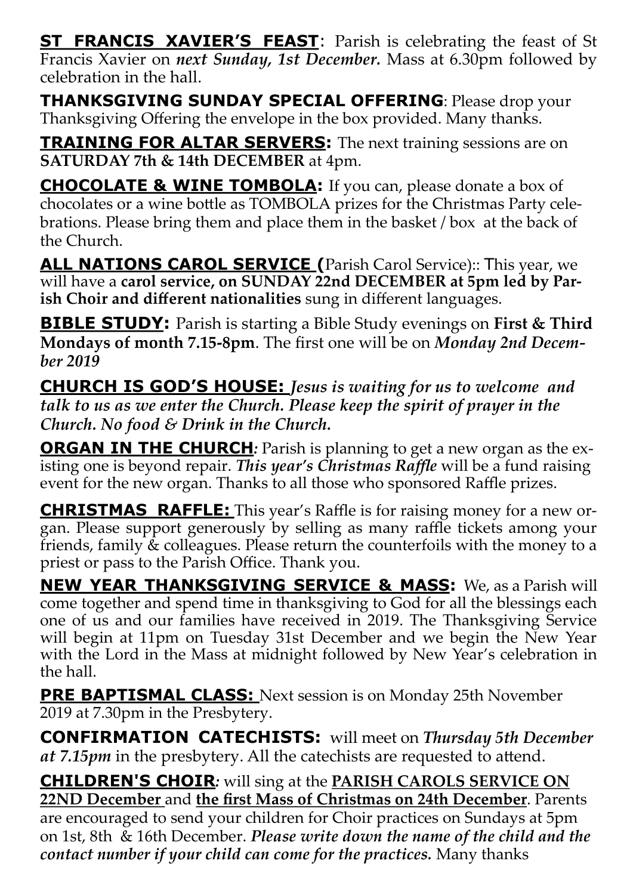**<u>ST FRANCIS XAVIER'S FEAST</u>**: Parish is celebrating the feast of St Francis Xavier on ***next Sunday, 1st December.*** Mass at 6.30pm followed by celebration in the hall.

**THANKSGIVING SUNDAY SPECIAL OFFERING**: Please drop your Thanksgiving Offering the envelope in the box provided. Many thanks.

**<u>TRAINING FOR ALTAR SERVERS</u>:** The next training sessions are on **SATURDAY 7th & 14th DECEMBER** at 4pm.

**<u>CHOCOLATE & WINE TOMBOLA</u>:** If you can, please donate a box of chocolates or a wine bottle as TOMBOLA prizes for the Christmas Party celebrations. Please bring them and place them in the basket / box at the back of the Church.

**<u>ALL NATIONS CAROL SERVICE</u> (**Parish Carol Service):: This year, we will have a **carol service, on SUNDAY 22nd DECEMBER at 5pm led by Parish Choir and different nationalities** sung in different languages.

**<u>BIBLE STUDY</u>:** Parish is starting a Bible Study evenings on **First & Third Mondays of month 7.15-8pm**. The first one will be on ***Monday 2nd December 2019***

**<u>CHURCH IS GOD'S HOUSE:</u>** ***Jesus is waiting for us to welcome and talk to us as we enter the Church. Please keep the spirit of prayer in the Church. No food & Drink in the Church.***

**<u>ORGAN IN THE CHURCH</u>***:* Parish is planning to get a new organ as the existing one is beyond repair. ***This year's Christmas Raffle*** will be a fund raising event for the new organ. Thanks to all those who sponsored Raffle prizes.

**<u>CHRISTMAS RAFFLE:</u>** This year's Raffle is for raising money for a new organ. Please support generously by selling as many raffle tickets among your friends, family & colleagues. Please return the counterfoils with the money to a priest or pass to the Parish Office. Thank you.

**<u>NEW YEAR THANKSGIVING SERVICE & MASS</u>:** We, as a Parish will come together and spend time in thanksgiving to God for all the blessings each one of us and our families have received in 2019. The Thanksgiving Service will begin at 11pm on Tuesday 31st December and we begin the New Year with the Lord in the Mass at midnight followed by New Year's celebration in the hall.

**<u>PRE BAPTISMAL CLASS:</u>** Next session is on Monday 25th November 2019 at 7.30pm in the Presbytery.

**<u>CONFIRMATION CATECHISTS:</u>** will meet on ***Thursday 5th December at 7.15pm*** in the presbytery. All the catechists are requested to attend.

**<u>CHILDREN'S CHOIR</u>***:* will sing at the **<u>PARISH CAROLS SERVICE ON 22ND December</u>** and **<u>the first Mass of Christmas on 24th December</u>**. Parents are encouraged to send your children for Choir practices on Sundays at 5pm on 1st, 8th & 16th December. ***Please write down the name of the child and the contact number if your child can come for the practices.*** Many thanks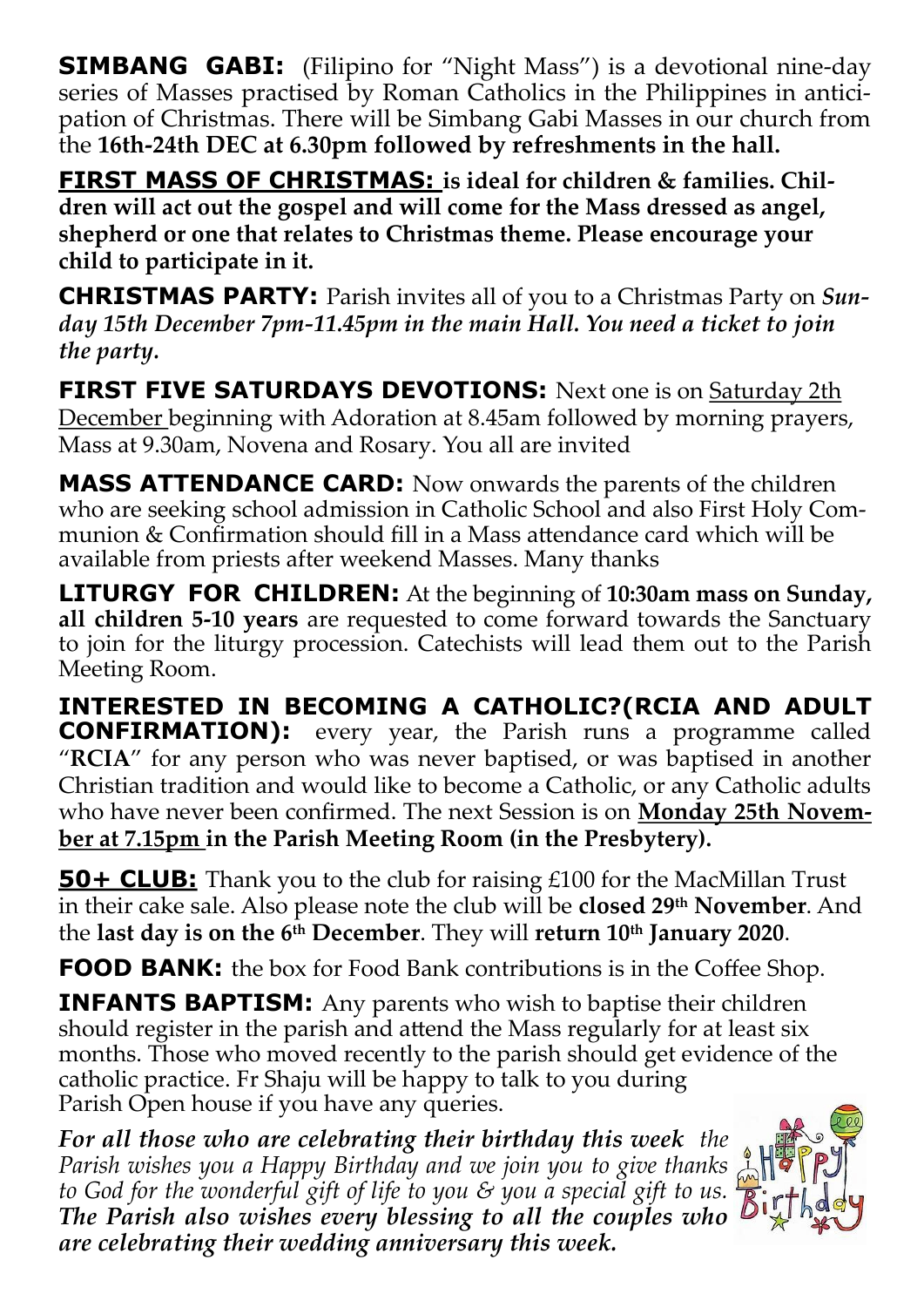**SIMBANG GABI:** (Filipino for "Night Mass") is a devotional nine-day series of Masses practised by Roman Catholics in the Philippines in anticipation of Christmas. There will be Simbang Gabi Masses in our church from the **16th-24th DEC at 6.30pm followed by refreshments in the hall.**

**FIRST MASS OF CHRISTMAS:** **is ideal for children & families. Children will act out the gospel and will come for the Mass dressed as angel, shepherd or one that relates to Christmas theme. Please encourage your child to participate in it.**

**CHRISTMAS PARTY:** Parish invites all of you to a Christmas Party on *Sunday 15th December 7pm-11.45pm in the main Hall. You need a ticket to join the party.*

**FIRST FIVE SATURDAYS DEVOTIONS:** Next one is on Saturday 2th December beginning with Adoration at 8.45am followed by morning prayers, Mass at 9.30am, Novena and Rosary. You all are invited

**MASS ATTENDANCE CARD:** Now onwards the parents of the children who are seeking school admission in Catholic School and also First Holy Communion & Confirmation should fill in a Mass attendance card which will be available from priests after weekend Masses. Many thanks

**LITURGY FOR CHILDREN:** At the beginning of **10:30am mass on Sunday, all children 5-10 years** are requested to come forward towards the Sanctuary to join for the liturgy procession. Catechists will lead them out to the Parish Meeting Room.

**INTERESTED IN BECOMING A CATHOLIC?(RCIA AND ADULT CONFIRMATION):** every year, the Parish runs a programme called "**RCIA**" for any person who was never baptised, or was baptised in another Christian tradition and would like to become a Catholic, or any Catholic adults who have never been confirmed. The next Session is on **Monday 25th November at 7.15pm in the Parish Meeting Room (in the Presbytery).**

**50+ CLUB:** Thank you to the club for raising £100 for the MacMillan Trust in their cake sale. Also please note the club will be **closed 29th November**. And the **last day is on the 6th December**. They will **return 10th January 2020**.

**FOOD BANK:** the box for Food Bank contributions is in the Coffee Shop.

**INFANTS BAPTISM:** Any parents who wish to baptise their children should register in the parish and attend the Mass regularly for at least six months. Those who moved recently to the parish should get evidence of the catholic practice. Fr Shaju will be happy to talk to you during Parish Open house if you have any queries.

***For all those who are celebrating their birthday this week*** *the Parish wishes you a Happy Birthday and we join you to give thanks to God for the wonderful gift of life to you & you a special gift to us.* ***The Parish also wishes every blessing to all the couples who are celebrating their wedding anniversary this week.***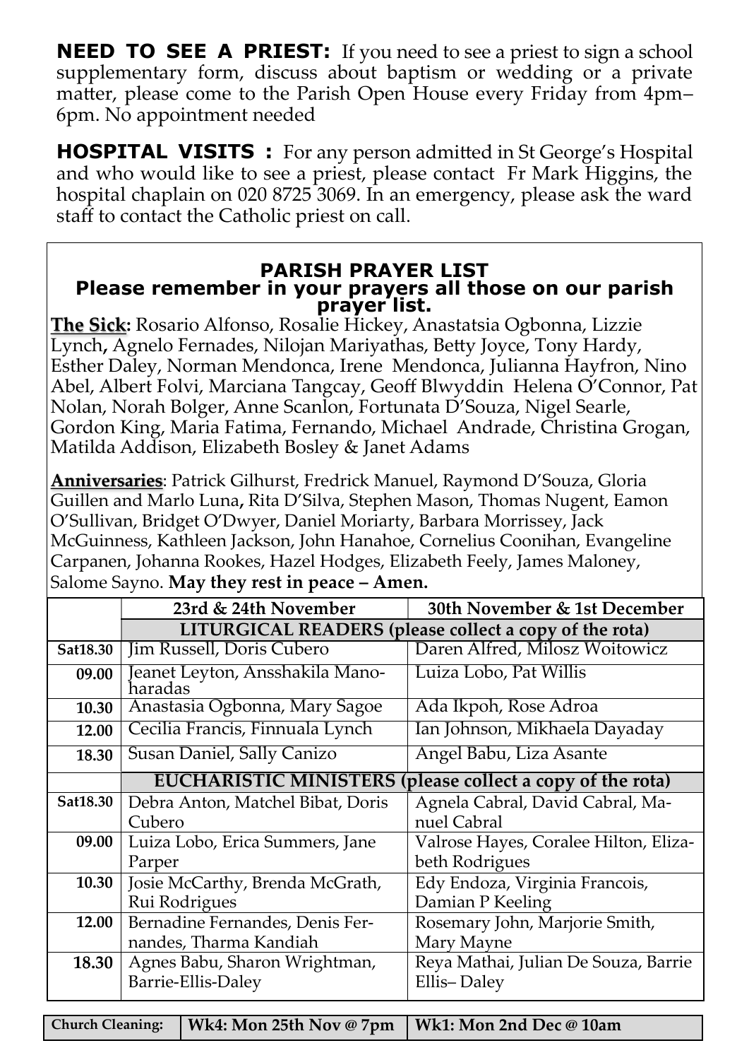**NEED TO SEE A PRIEST:** If you need to see a priest to sign a school supplementary form, discuss about baptism or wedding or a private matter, please come to the Parish Open House every Friday from 4pm–6pm. No appointment needed

**HOSPITAL VISITS :** For any person admitted in St George's Hospital and who would like to see a priest, please contact Fr Mark Higgins, the hospital chaplain on 020 8725 3069. In an emergency, please ask the ward staff to contact the Catholic priest on call.

## PARISH PRAYER LIST

**Please remember in your prayers all those on our parish prayer list.**

**The Sick:** Rosario Alfonso, Rosalie Hickey, Anastatsia Ogbonna, Lizzie Lynch**,** Agnelo Fernades, Nilojan Mariyathas, Betty Joyce, Tony Hardy, Esther Daley, Norman Mendonca, Irene Mendonca, Julianna Hayfron, Nino Abel, Albert Folvi, Marciana Tangcay, Geoff Blwyddin Helena O'Connor, Pat Nolan, Norah Bolger, Anne Scanlon, Fortunata D'Souza, Nigel Searle, Gordon King, Maria Fatima, Fernando, Michael Andrade, Christina Grogan, Matilda Addison, Elizabeth Bosley & Janet Adams

**Anniversaries**: Patrick Gilhurst, Fredrick Manuel, Raymond D'Souza, Gloria Guillen and Marlo Luna**,** Rita D'Silva, Stephen Mason, Thomas Nugent, Eamon O'Sullivan, Bridget O'Dwyer, Daniel Moriarty, Barbara Morrissey, Jack McGuinness, Kathleen Jackson, John Hanahoe, Cornelius Coonihan, Evangeline Carpanen, Johanna Rookes, Hazel Hodges, Elizabeth Feely, James Maloney, Salome Sayno. **May they rest in peace – Amen.**

| | 23rd & 24th November | 30th November & 1st December |
|---|---|---|
| | **LITURGICAL READERS (please collect a copy of the rota)** | |
| **Sat18.30** | Jim Russell, Doris Cubero | Daren Alfred, Milosz Woitowicz |
| **09.00** | Jeanet Leyton, Ansshakila Manoharadas | Luiza Lobo, Pat Willis |
| **10.30** | Anastasia Ogbonna, Mary Sagoe | Ada Ikpoh, Rose Adroa |
| **12.00** | Cecilia Francis, Finnuala Lynch | Ian Johnson, Mikhaela Dayaday |
| **18.30** | Susan Daniel, Sally Canizo | Angel Babu, Liza Asante |
| | **EUCHARISTIC MINISTERS (please collect a copy of the rota)** | |
| **Sat18.30** | Debra Anton, Matchel Bibat, Doris Cubero | Agnela Cabral, David Cabral, Manuel Cabral |
| **09.00** | Luiza Lobo, Erica Summers, Jane Parper | Valrose Hayes, Coralee Hilton, Elizabeth Rodrigues |
| **10.30** | Josie McCarthy, Brenda McGrath, Rui Rodrigues | Edy Endoza, Virginia Francois, Damian P Keeling |
| **12.00** | Bernadine Fernandes, Denis Fernandes, Tharma Kandiah | Rosemary John, Marjorie Smith, Mary Mayne |
| **18.30** | Agnes Babu, Sharon Wrightman, Barrie-Ellis-Daley | Reya Mathai, Julian De Souza, Barrie Ellis– Daley |

| | | |
|---|---|---|
| **Church Cleaning:** | **Wk4: Mon 25th Nov @ 7pm** | **Wk1: Mon 2nd Dec @ 10am** |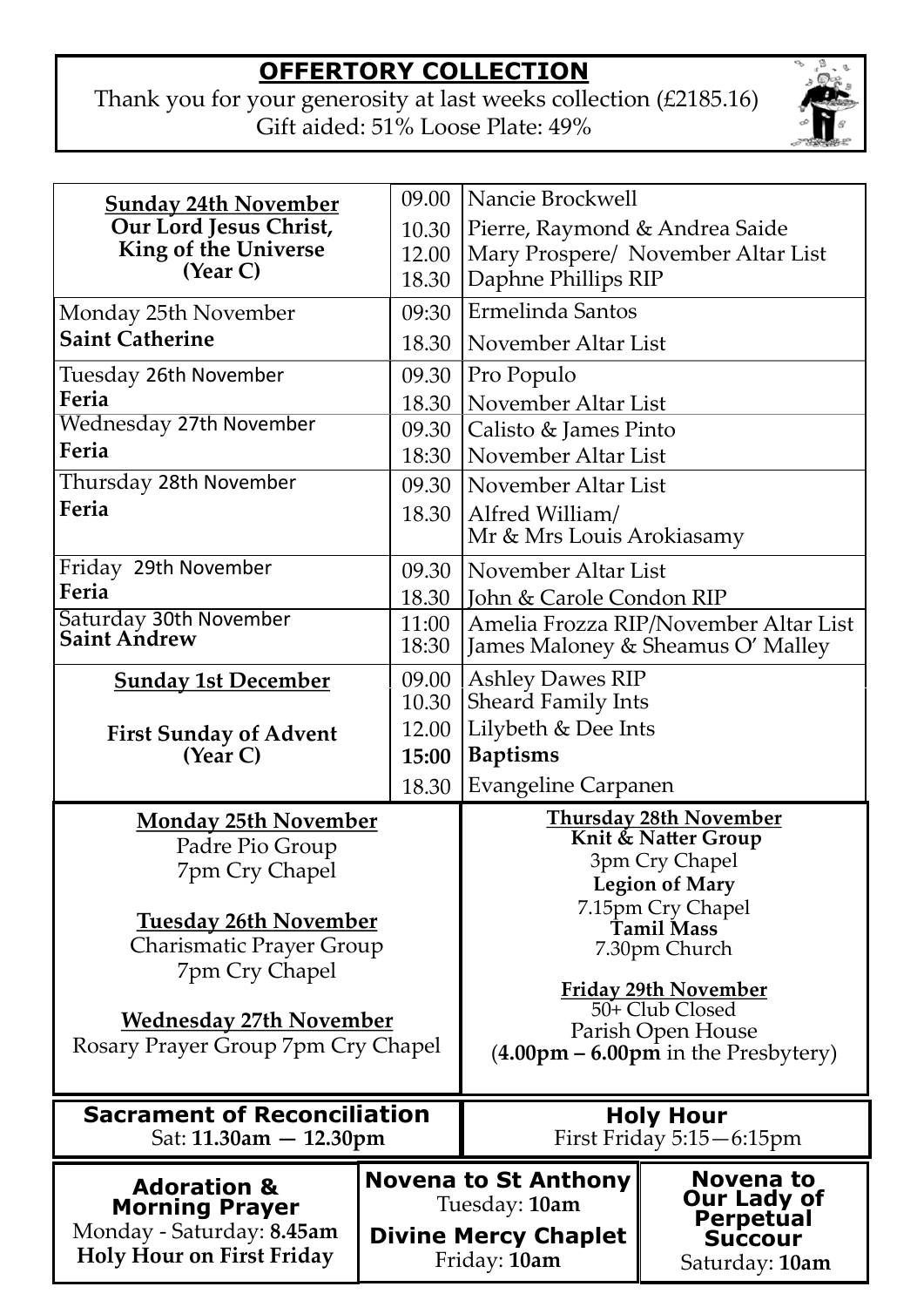## OFFERTORY COLLECTION

Thank you for your generosity at last weeks collection (£2185.16)
Gift aided: 51% Loose Plate: 49%

| | | |
|---|---|---|
| **Sunday 24th November** **Our Lord Jesus Christ, King of the Universe (Year C)** | 09.00 | Nancie Brockwell |
| | 10.30 | Pierre, Raymond & Andrea Saide |
| | 12.00 | Mary Prospere/ November Altar List |
| | 18.30 | Daphne Phillips RIP |
| Monday 25th November **Saint Catherine** | 09:30 | Ermelinda Santos |
| | 18.30 | November Altar List |
| Tuesday 26th November **Feria** | 09.30 | Pro Populo |
| | 18.30 | November Altar List |
| Wednesday 27th November **Feria** | 09.30 | Calisto & James Pinto |
| | 18:30 | November Altar List |
| Thursday 28th November **Feria** | 09.30 | November Altar List |
| | 18.30 | Alfred William/ Mr & Mrs Louis Arokiasamy |
| Friday 29th November **Feria** | 09.30 | November Altar List |
| | 18.30 | John & Carole Condon RIP |
| Saturday 30th November **Saint Andrew** | 11:00 | Amelia Frozza RIP/November Altar List |
| | 18:30 | James Maloney & Sheamus O' Malley |
| **Sunday 1st December** **First Sunday of Advent (Year C)** | 09.00 | Ashley Dawes RIP |
| | 10.30 | Sheard Family Ints |
| | 12.00 | Lilybeth & Dee Ints |
| | **15:00** | **Baptisms** |
| | 18.30 | Evangeline Carpanen |

**Monday 25th November**
Padre Pio Group
7pm Cry Chapel

**Tuesday 26th November**
Charismatic Prayer Group
7pm Cry Chapel

**Wednesday 27th November**
Rosary Prayer Group 7pm Cry Chapel

**Thursday 28th November**
**Knit & Natter Group**
3pm Cry Chapel
**Legion of Mary**
7.15pm Cry Chapel
**Tamil Mass**
7.30pm Church

**Friday 29th November**
50+ Club Closed
Parish Open House
(**4.00pm – 6.00pm** in the Presbytery)

**Sacrament of Reconciliation**
Sat: **11.30am — 12.30pm**

**Holy Hour**
First Friday 5:15—6:15pm

**Adoration & Morning Prayer**
Monday - Saturday: **8.45am**
**Holy Hour on First Friday**

**Novena to St Anthony**
Tuesday: **10am**

**Divine Mercy Chaplet**
Friday: **10am**

**Novena to Our Lady of Perpetual Succour**
Saturday: **10am**